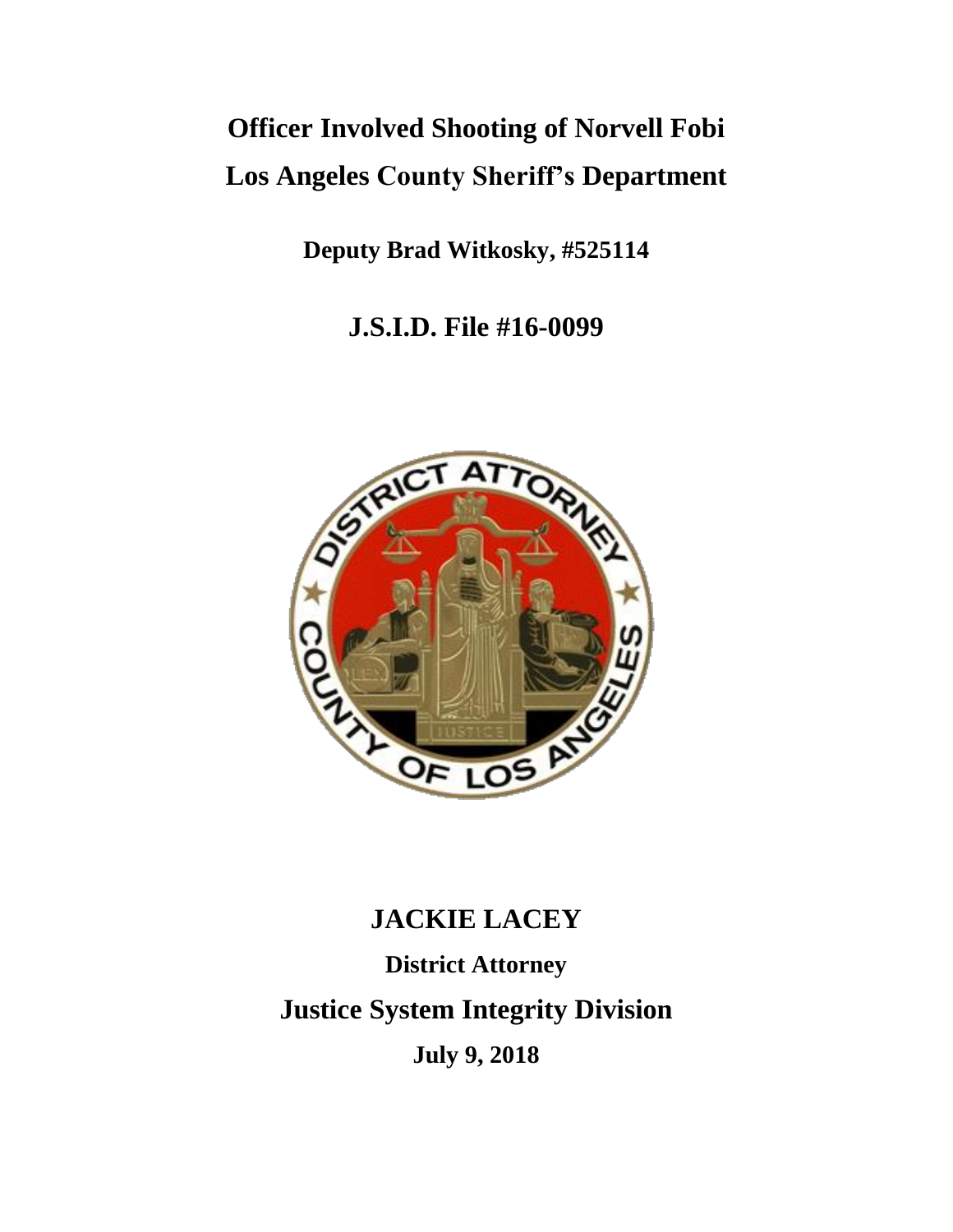# Officer Involved Shooting of Norvell Fobi

# Los Angeles County Sheriff's Department

**Deputy Brad Witkosky, #525114**

**J.S.I.D. File #16-0099**

## JACKIE LACEY

**District Attorney**

**Justice System Integrity Division**

**July 9, 2018**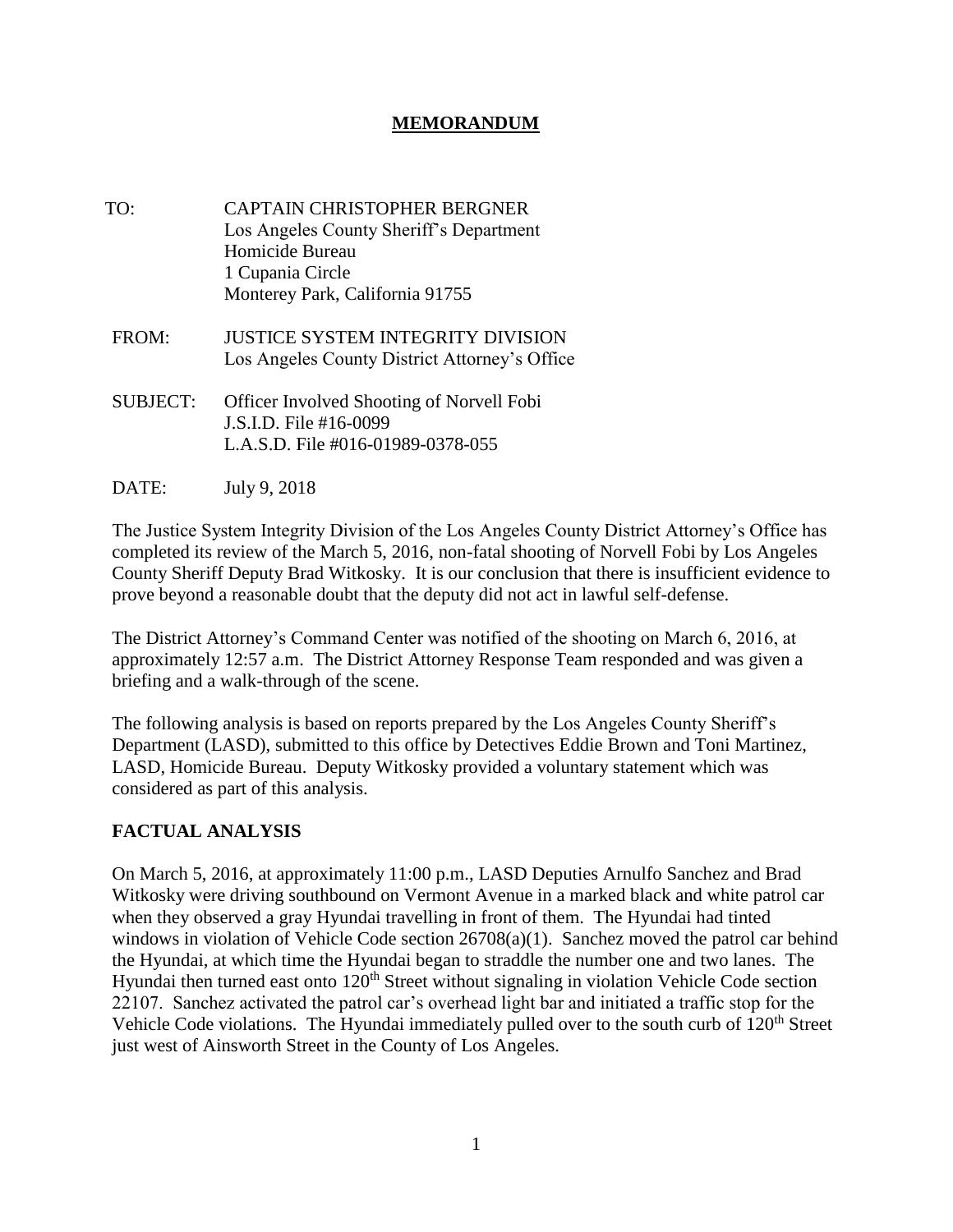# MEMORANDUM

TO: CAPTAIN CHRISTOPHER BERGNER
Los Angeles County Sheriff's Department
Homicide Bureau
1 Cupania Circle
Monterey Park, California 91755

FROM: JUSTICE SYSTEM INTEGRITY DIVISION
Los Angeles County District Attorney's Office

SUBJECT: Officer Involved Shooting of Norvell Fobi
J.S.I.D. File #16-0099
L.A.S.D. File #016-01989-0378-055

DATE: July 9, 2018

The Justice System Integrity Division of the Los Angeles County District Attorney's Office has completed its review of the March 5, 2016, non-fatal shooting of Norvell Fobi by Los Angeles County Sheriff Deputy Brad Witkosky. It is our conclusion that there is insufficient evidence to prove beyond a reasonable doubt that the deputy did not act in lawful self-defense.

The District Attorney's Command Center was notified of the shooting on March 6, 2016, at approximately 12:57 a.m. The District Attorney Response Team responded and was given a briefing and a walk-through of the scene.

The following analysis is based on reports prepared by the Los Angeles County Sheriff's Department (LASD), submitted to this office by Detectives Eddie Brown and Toni Martinez, LASD, Homicide Bureau. Deputy Witkosky provided a voluntary statement which was considered as part of this analysis.

## FACTUAL ANALYSIS

On March 5, 2016, at approximately 11:00 p.m., LASD Deputies Arnulfo Sanchez and Brad Witkosky were driving southbound on Vermont Avenue in a marked black and white patrol car when they observed a gray Hyundai travelling in front of them. The Hyundai had tinted windows in violation of Vehicle Code section 26708(a)(1). Sanchez moved the patrol car behind the Hyundai, at which time the Hyundai began to straddle the number one and two lanes. The Hyundai then turned east onto 120th Street without signaling in violation Vehicle Code section 22107. Sanchez activated the patrol car's overhead light bar and initiated a traffic stop for the Vehicle Code violations. The Hyundai immediately pulled over to the south curb of 120th Street just west of Ainsworth Street in the County of Los Angeles.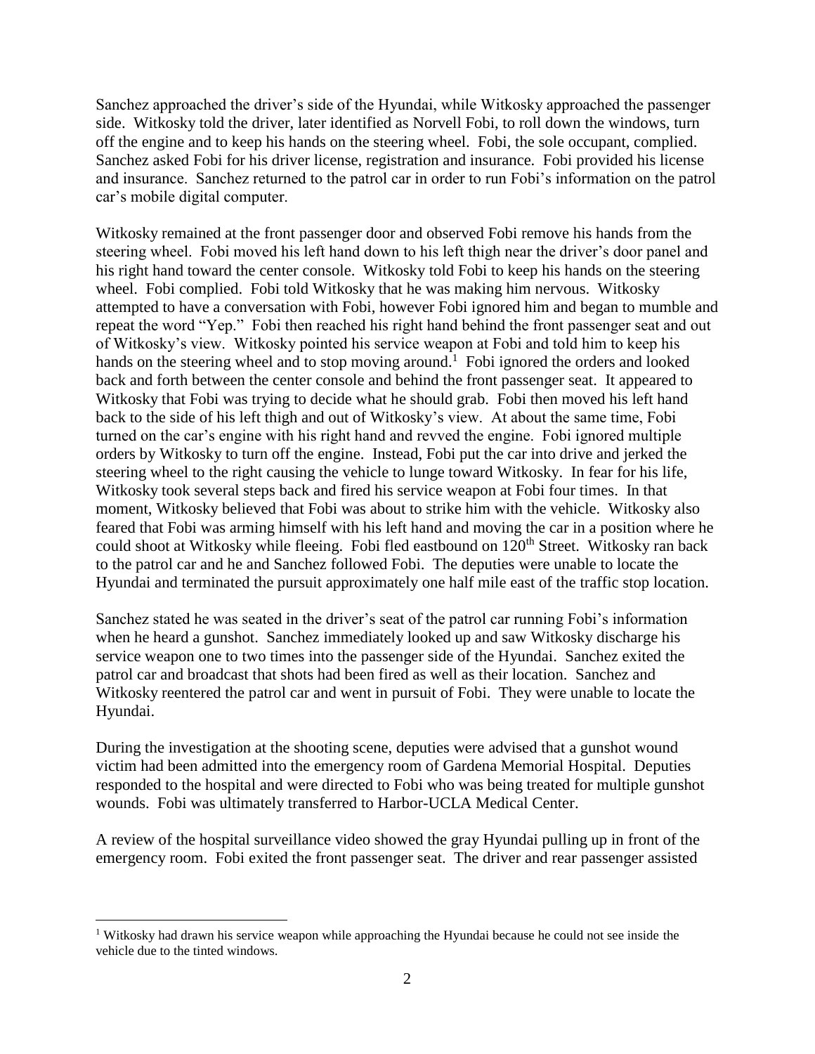Sanchez approached the driver's side of the Hyundai, while Witkosky approached the passenger side. Witkosky told the driver, later identified as Norvell Fobi, to roll down the windows, turn off the engine and to keep his hands on the steering wheel. Fobi, the sole occupant, complied. Sanchez asked Fobi for his driver license, registration and insurance. Fobi provided his license and insurance. Sanchez returned to the patrol car in order to run Fobi's information on the patrol car's mobile digital computer.

Witkosky remained at the front passenger door and observed Fobi remove his hands from the steering wheel. Fobi moved his left hand down to his left thigh near the driver's door panel and his right hand toward the center console. Witkosky told Fobi to keep his hands on the steering wheel. Fobi complied. Fobi told Witkosky that he was making him nervous. Witkosky attempted to have a conversation with Fobi, however Fobi ignored him and began to mumble and repeat the word "Yep." Fobi then reached his right hand behind the front passenger seat and out of Witkosky's view. Witkosky pointed his service weapon at Fobi and told him to keep his hands on the steering wheel and to stop moving around.[1] Fobi ignored the orders and looked back and forth between the center console and behind the front passenger seat. It appeared to Witkosky that Fobi was trying to decide what he should grab. Fobi then moved his left hand back to the side of his left thigh and out of Witkosky's view. At about the same time, Fobi turned on the car's engine with his right hand and revved the engine. Fobi ignored multiple orders by Witkosky to turn off the engine. Instead, Fobi put the car into drive and jerked the steering wheel to the right causing the vehicle to lunge toward Witkosky. In fear for his life, Witkosky took several steps back and fired his service weapon at Fobi four times. In that moment, Witkosky believed that Fobi was about to strike him with the vehicle. Witkosky also feared that Fobi was arming himself with his left hand and moving the car in a position where he could shoot at Witkosky while fleeing. Fobi fled eastbound on 120th Street. Witkosky ran back to the patrol car and he and Sanchez followed Fobi. The deputies were unable to locate the Hyundai and terminated the pursuit approximately one half mile east of the traffic stop location.

Sanchez stated he was seated in the driver's seat of the patrol car running Fobi's information when he heard a gunshot. Sanchez immediately looked up and saw Witkosky discharge his service weapon one to two times into the passenger side of the Hyundai. Sanchez exited the patrol car and broadcast that shots had been fired as well as their location. Sanchez and Witkosky reentered the patrol car and went in pursuit of Fobi. They were unable to locate the Hyundai.

During the investigation at the shooting scene, deputies were advised that a gunshot wound victim had been admitted into the emergency room of Gardena Memorial Hospital. Deputies responded to the hospital and were directed to Fobi who was being treated for multiple gunshot wounds. Fobi was ultimately transferred to Harbor-UCLA Medical Center.

A review of the hospital surveillance video showed the gray Hyundai pulling up in front of the emergency room. Fobi exited the front passenger seat. The driver and rear passenger assisted

[1] Witkosky had drawn his service weapon while approaching the Hyundai because he could not see inside the vehicle due to the tinted windows.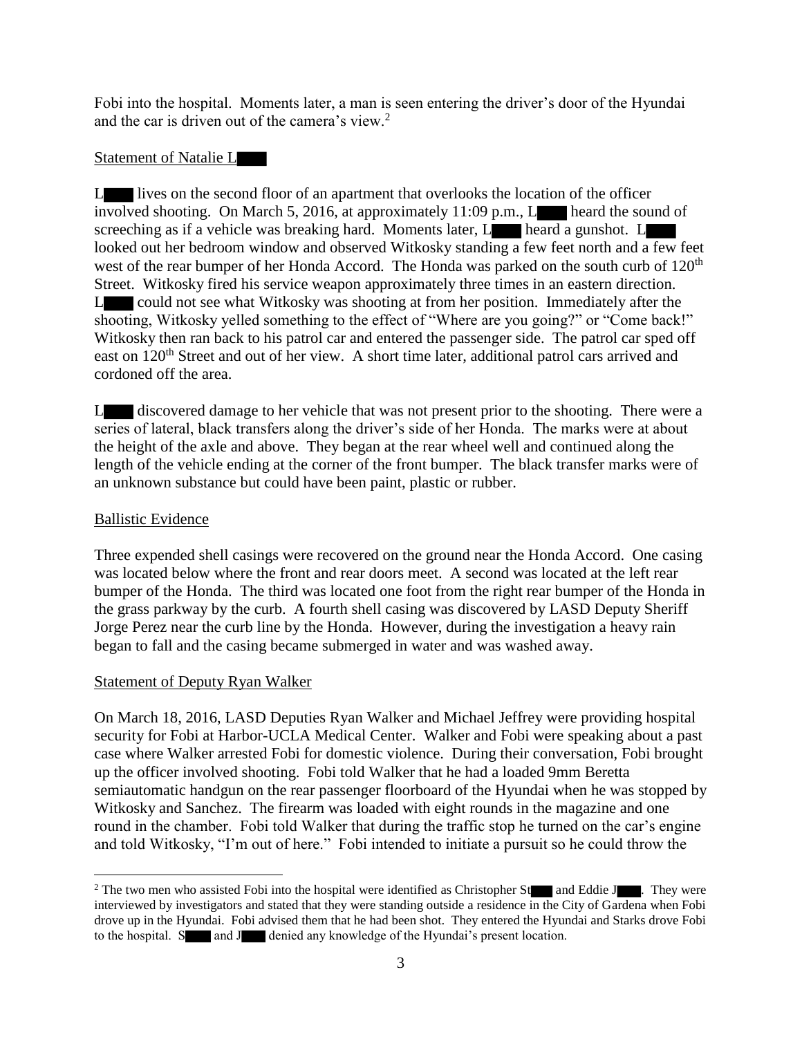Fobi into the hospital. Moments later, a man is seen entering the driver's door of the Hyundai and the car is driven out of the camera's view.[2]

Statement of Natalie L████

L████ lives on the second floor of an apartment that overlooks the location of the officer involved shooting. On March 5, 2016, at approximately 11:09 p.m., L████ heard the sound of screeching as if a vehicle was breaking hard. Moments later, L████ heard a gunshot. L████ looked out her bedroom window and observed Witkosky standing a few feet north and a few feet west of the rear bumper of her Honda Accord. The Honda was parked on the south curb of 120th Street. Witkosky fired his service weapon approximately three times in an eastern direction. L████ could not see what Witkosky was shooting at from her position. Immediately after the shooting, Witkosky yelled something to the effect of "Where are you going?" or "Come back!" Witkosky then ran back to his patrol car and entered the passenger side. The patrol car sped off east on 120th Street and out of her view. A short time later, additional patrol cars arrived and cordoned off the area.

L████ discovered damage to her vehicle that was not present prior to the shooting. There were a series of lateral, black transfers along the driver's side of her Honda. The marks were at about the height of the axle and above. They began at the rear wheel well and continued along the length of the vehicle ending at the corner of the front bumper. The black transfer marks were of an unknown substance but could have been paint, plastic or rubber.

Ballistic Evidence

Three expended shell casings were recovered on the ground near the Honda Accord. One casing was located below where the front and rear doors meet. A second was located at the left rear bumper of the Honda. The third was located one foot from the right rear bumper of the Honda in the grass parkway by the curb. A fourth shell casing was discovered by LASD Deputy Sheriff Jorge Perez near the curb line by the Honda. However, during the investigation a heavy rain began to fall and the casing became submerged in water and was washed away.

Statement of Deputy Ryan Walker

On March 18, 2016, LASD Deputies Ryan Walker and Michael Jeffrey were providing hospital security for Fobi at Harbor-UCLA Medical Center. Walker and Fobi were speaking about a past case where Walker arrested Fobi for domestic violence. During their conversation, Fobi brought up the officer involved shooting. Fobi told Walker that he had a loaded 9mm Beretta semiautomatic handgun on the rear passenger floorboard of the Hyundai when he was stopped by Witkosky and Sanchez. The firearm was loaded with eight rounds in the magazine and one round in the chamber. Fobi told Walker that during the traffic stop he turned on the car's engine and told Witkosky, "I'm out of here." Fobi intended to initiate a pursuit so he could throw the

---

[2] The two men who assisted Fobi into the hospital were identified as Christopher St████ and Eddie J████. They were interviewed by investigators and stated that they were standing outside a residence in the City of Gardena when Fobi drove up in the Hyundai. Fobi advised them that he had been shot. They entered the Hyundai and Starks drove Fobi to the hospital. S████ and J████ denied any knowledge of the Hyundai's present location.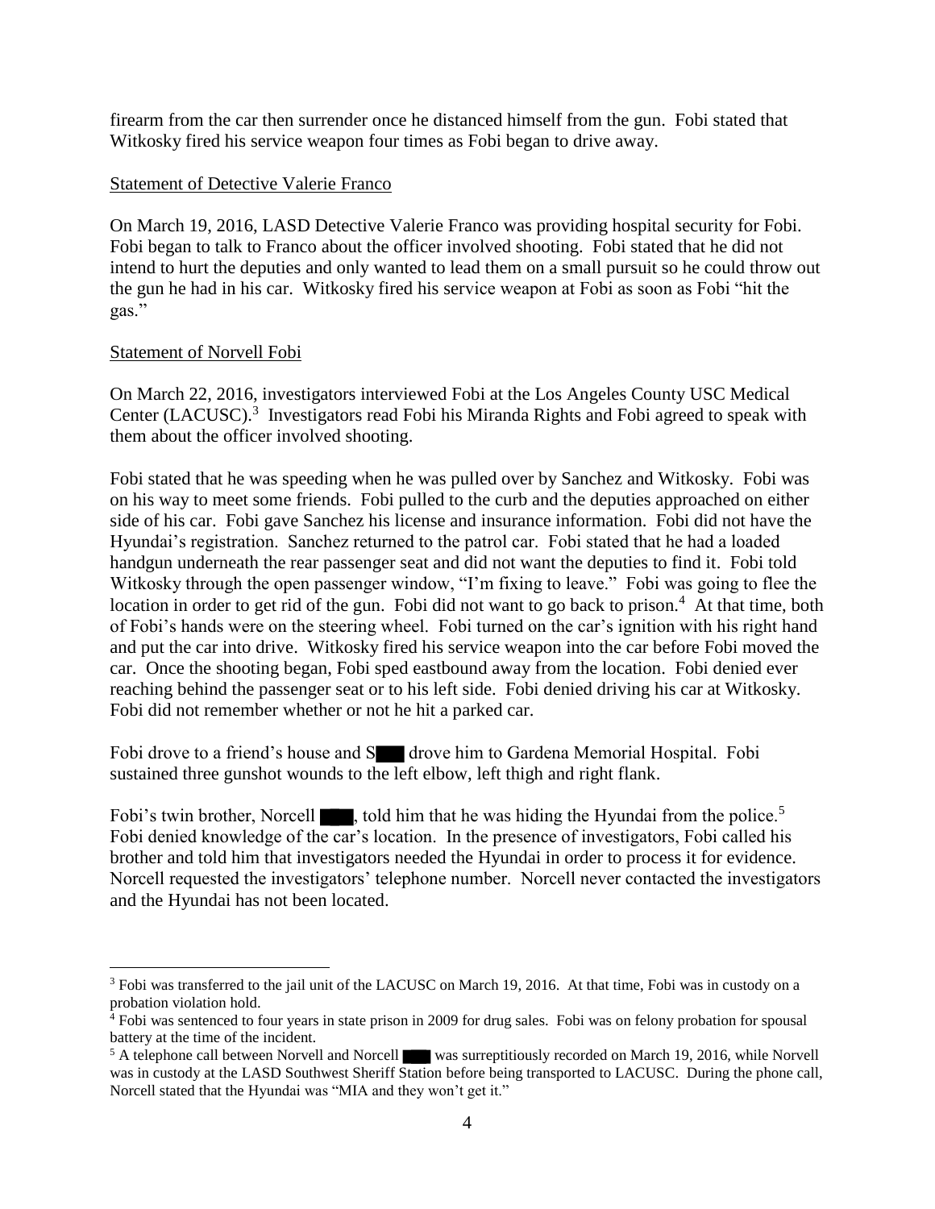firearm from the car then surrender once he distanced himself from the gun. Fobi stated that Witkosky fired his service weapon four times as Fobi began to drive away.

Statement of Detective Valerie Franco

On March 19, 2016, LASD Detective Valerie Franco was providing hospital security for Fobi. Fobi began to talk to Franco about the officer involved shooting. Fobi stated that he did not intend to hurt the deputies and only wanted to lead them on a small pursuit so he could throw out the gun he had in his car. Witkosky fired his service weapon at Fobi as soon as Fobi "hit the gas."

Statement of Norvell Fobi

On March 22, 2016, investigators interviewed Fobi at the Los Angeles County USC Medical Center (LACUSC).[3] Investigators read Fobi his Miranda Rights and Fobi agreed to speak with them about the officer involved shooting.

Fobi stated that he was speeding when he was pulled over by Sanchez and Witkosky. Fobi was on his way to meet some friends. Fobi pulled to the curb and the deputies approached on either side of his car. Fobi gave Sanchez his license and insurance information. Fobi did not have the Hyundai's registration. Sanchez returned to the patrol car. Fobi stated that he had a loaded handgun underneath the rear passenger seat and did not want the deputies to find it. Fobi told Witkosky through the open passenger window, "I'm fixing to leave." Fobi was going to flee the location in order to get rid of the gun. Fobi did not want to go back to prison.[4] At that time, both of Fobi's hands were on the steering wheel. Fobi turned on the car's ignition with his right hand and put the car into drive. Witkosky fired his service weapon into the car before Fobi moved the car. Once the shooting began, Fobi sped eastbound away from the location. Fobi denied ever reaching behind the passenger seat or to his left side. Fobi denied driving his car at Witkosky. Fobi did not remember whether or not he hit a parked car.

Fobi drove to a friend's house and S███ drove him to Gardena Memorial Hospital. Fobi sustained three gunshot wounds to the left elbow, left thigh and right flank.

Fobi's twin brother, Norcell ███, told him that he was hiding the Hyundai from the police.[5] Fobi denied knowledge of the car's location. In the presence of investigators, Fobi called his brother and told him that investigators needed the Hyundai in order to process it for evidence. Norcell requested the investigators' telephone number. Norcell never contacted the investigators and the Hyundai has not been located.

---

[3] Fobi was transferred to the jail unit of the LACUSC on March 19, 2016. At that time, Fobi was in custody on a probation violation hold.

[4] Fobi was sentenced to four years in state prison in 2009 for drug sales. Fobi was on felony probation for spousal battery at the time of the incident.

[5] A telephone call between Norvell and Norcell ███ was surreptitiously recorded on March 19, 2016, while Norvell was in custody at the LASD Southwest Sheriff Station before being transported to LACUSC. During the phone call, Norcell stated that the Hyundai was "MIA and they won't get it."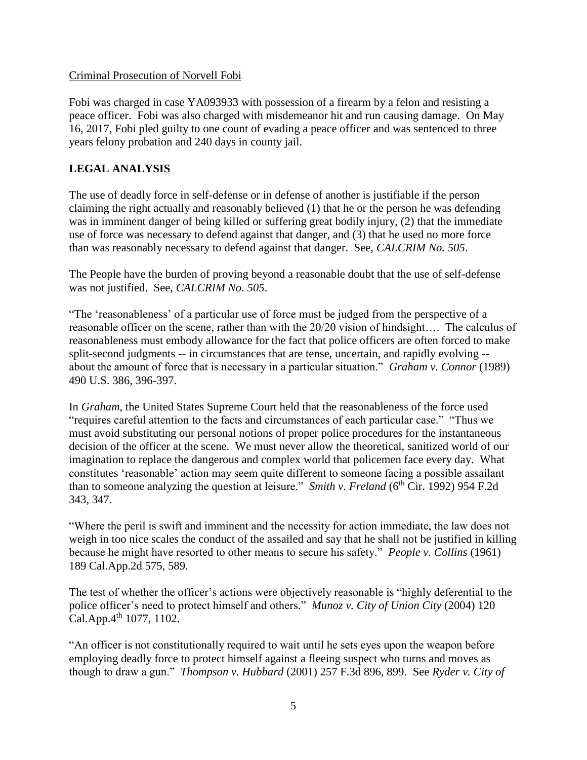Criminal Prosecution of Norvell Fobi

Fobi was charged in case YA093933 with possession of a firearm by a felon and resisting a peace officer. Fobi was also charged with misdemeanor hit and run causing damage. On May 16, 2017, Fobi pled guilty to one count of evading a peace officer and was sentenced to three years felony probation and 240 days in county jail.

## LEGAL ANALYSIS

The use of deadly force in self-defense or in defense of another is justifiable if the person claiming the right actually and reasonably believed (1) that he or the person he was defending was in imminent danger of being killed or suffering great bodily injury, (2) that the immediate use of force was necessary to defend against that danger, and (3) that he used no more force than was reasonably necessary to defend against that danger. See, *CALCRIM No. 505*.

The People have the burden of proving beyond a reasonable doubt that the use of self-defense was not justified. See, *CALCRIM No. 505*.

"The 'reasonableness' of a particular use of force must be judged from the perspective of a reasonable officer on the scene, rather than with the 20/20 vision of hindsight…. The calculus of reasonableness must embody allowance for the fact that police officers are often forced to make split-second judgments -- in circumstances that are tense, uncertain, and rapidly evolving -- about the amount of force that is necessary in a particular situation." *Graham v. Connor* (1989) 490 U.S. 386, 396-397.

In *Graham*, the United States Supreme Court held that the reasonableness of the force used "requires careful attention to the facts and circumstances of each particular case." "Thus we must avoid substituting our personal notions of proper police procedures for the instantaneous decision of the officer at the scene. We must never allow the theoretical, sanitized world of our imagination to replace the dangerous and complex world that policemen face every day. What constitutes 'reasonable' action may seem quite different to someone facing a possible assailant than to someone analyzing the question at leisure." *Smith v. Freland* (6th Cir. 1992) 954 F.2d 343, 347.

"Where the peril is swift and imminent and the necessity for action immediate, the law does not weigh in too nice scales the conduct of the assailed and say that he shall not be justified in killing because he might have resorted to other means to secure his safety." *People v. Collins* (1961) 189 Cal.App.2d 575, 589.

The test of whether the officer's actions were objectively reasonable is "highly deferential to the police officer's need to protect himself and others." *Munoz v. City of Union City* (2004) 120 Cal.App.4th 1077, 1102.

"An officer is not constitutionally required to wait until he sets eyes upon the weapon before employing deadly force to protect himself against a fleeing suspect who turns and moves as though to draw a gun." *Thompson v. Hubbard* (2001) 257 F.3d 896, 899. See *Ryder v. City of*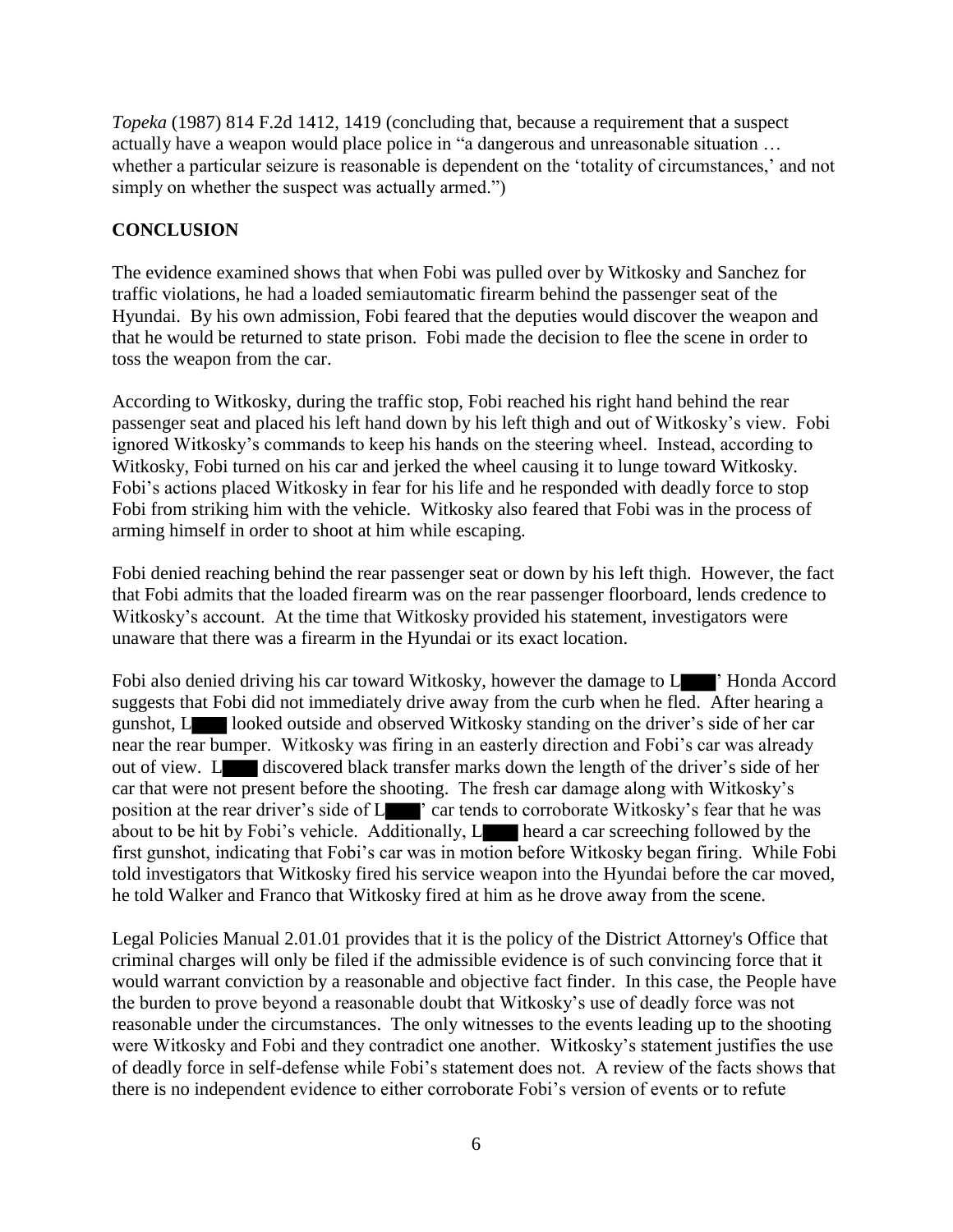*Topeka* (1987) 814 F.2d 1412, 1419 (concluding that, because a requirement that a suspect actually have a weapon would place police in "a dangerous and unreasonable situation … whether a particular seizure is reasonable is dependent on the 'totality of circumstances,' and not simply on whether the suspect was actually armed.")

## CONCLUSION

The evidence examined shows that when Fobi was pulled over by Witkosky and Sanchez for traffic violations, he had a loaded semiautomatic firearm behind the passenger seat of the Hyundai. By his own admission, Fobi feared that the deputies would discover the weapon and that he would be returned to state prison. Fobi made the decision to flee the scene in order to toss the weapon from the car.

According to Witkosky, during the traffic stop, Fobi reached his right hand behind the rear passenger seat and placed his left hand down by his left thigh and out of Witkosky's view. Fobi ignored Witkosky's commands to keep his hands on the steering wheel. Instead, according to Witkosky, Fobi turned on his car and jerked the wheel causing it to lunge toward Witkosky. Fobi's actions placed Witkosky in fear for his life and he responded with deadly force to stop Fobi from striking him with the vehicle. Witkosky also feared that Fobi was in the process of arming himself in order to shoot at him while escaping.

Fobi denied reaching behind the rear passenger seat or down by his left thigh. However, the fact that Fobi admits that the loaded firearm was on the rear passenger floorboard, lends credence to Witkosky's account. At the time that Witkosky provided his statement, investigators were unaware that there was a firearm in the Hyundai or its exact location.

Fobi also denied driving his car toward Witkosky, however the damage to L███' Honda Accord suggests that Fobi did not immediately drive away from the curb when he fled. After hearing a gunshot, L███ looked outside and observed Witkosky standing on the driver's side of her car near the rear bumper. Witkosky was firing in an easterly direction and Fobi's car was already out of view. L███ discovered black transfer marks down the length of the driver's side of her car that were not present before the shooting. The fresh car damage along with Witkosky's position at the rear driver's side of L███' car tends to corroborate Witkosky's fear that he was about to be hit by Fobi's vehicle. Additionally, L███ heard a car screeching followed by the first gunshot, indicating that Fobi's car was in motion before Witkosky began firing. While Fobi told investigators that Witkosky fired his service weapon into the Hyundai before the car moved, he told Walker and Franco that Witkosky fired at him as he drove away from the scene.

Legal Policies Manual 2.01.01 provides that it is the policy of the District Attorney's Office that criminal charges will only be filed if the admissible evidence is of such convincing force that it would warrant conviction by a reasonable and objective fact finder. In this case, the People have the burden to prove beyond a reasonable doubt that Witkosky's use of deadly force was not reasonable under the circumstances. The only witnesses to the events leading up to the shooting were Witkosky and Fobi and they contradict one another. Witkosky's statement justifies the use of deadly force in self-defense while Fobi's statement does not. A review of the facts shows that there is no independent evidence to either corroborate Fobi's version of events or to refute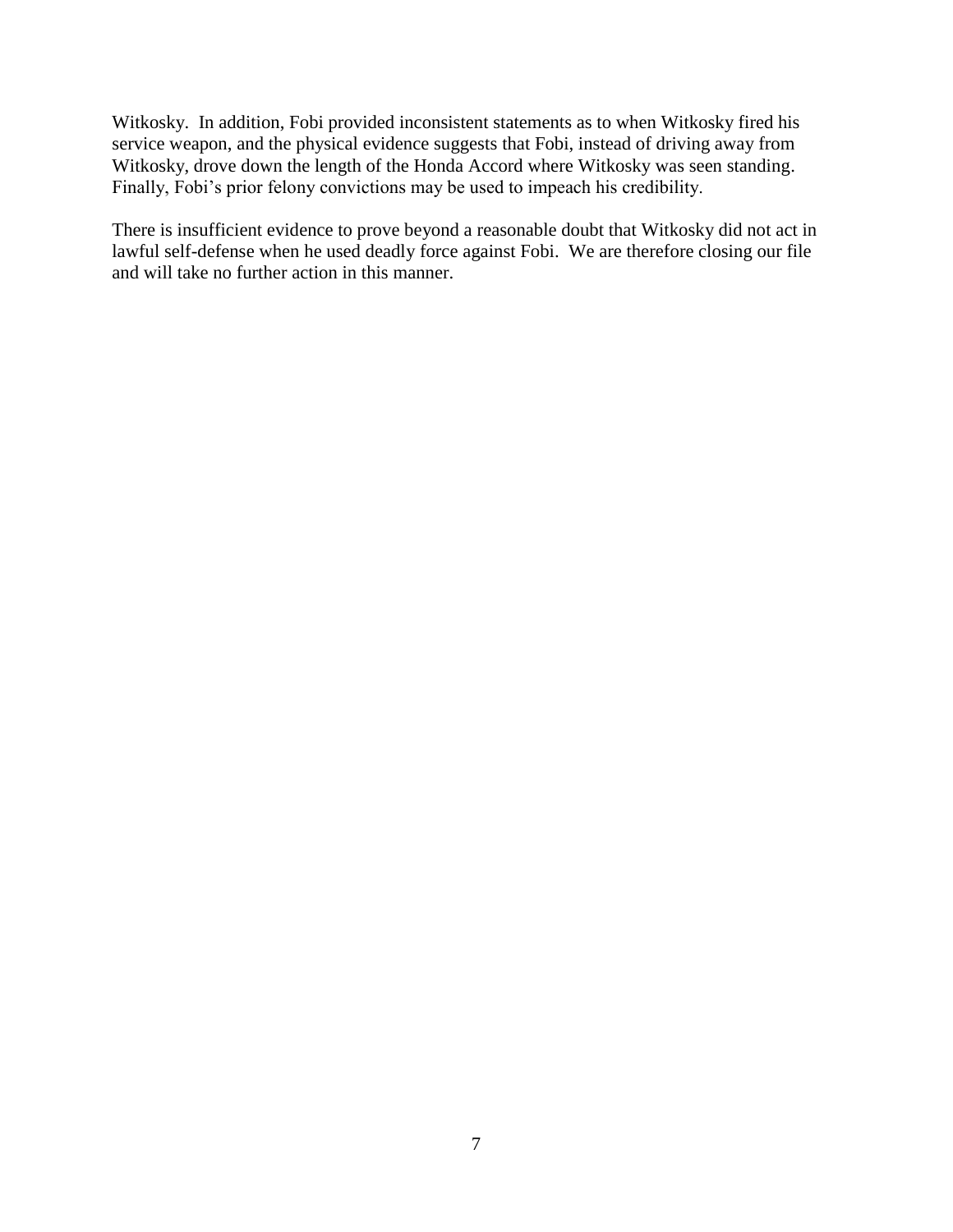Witkosky. In addition, Fobi provided inconsistent statements as to when Witkosky fired his service weapon, and the physical evidence suggests that Fobi, instead of driving away from Witkosky, drove down the length of the Honda Accord where Witkosky was seen standing. Finally, Fobi's prior felony convictions may be used to impeach his credibility.

There is insufficient evidence to prove beyond a reasonable doubt that Witkosky did not act in lawful self-defense when he used deadly force against Fobi. We are therefore closing our file and will take no further action in this manner.